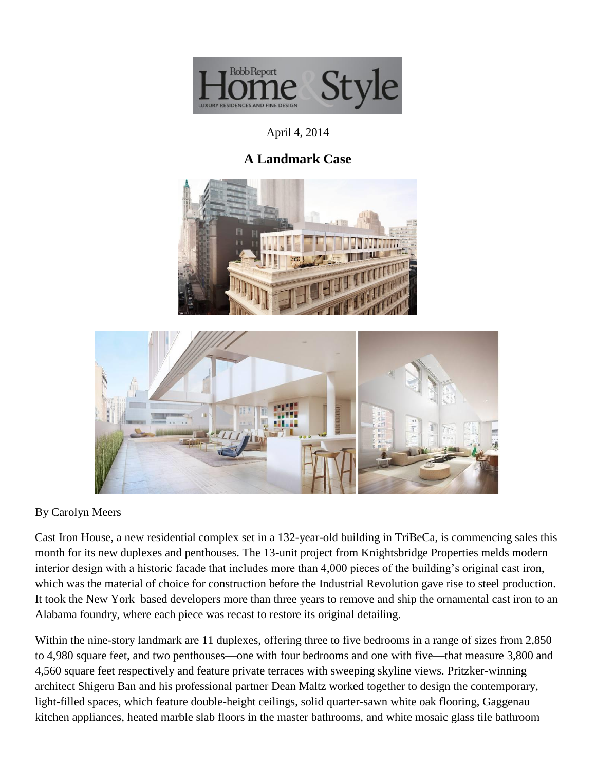April 4, 2014

# A Landmark Case

By Carolyn Meers

Cast Iron House, a new residential complex set in a 132-year-old building in TriBeCa, is commencing sales this month for its new duplexes and penthouses. The 13-unit project from Knightsbridge Properties melds modern interior design with a historic facade that includes more than 4,000 pieces of the building's original cast iron, which was the material of choice for construction before the Industrial Revolution gave rise to steel production. It took the New York–based developers more than three years to remove and ship the ornamental cast iron to an Alabama foundry, where each piece was recast to restore its original detailing.

Within the nine-story landmark are 11 duplexes, offering three to five bedrooms in a range of sizes from 2,850 to 4,980 square feet, and two penthouses—one with four bedrooms and one with five—that measure 3,800 and 4,560 square feet respectively and feature private terraces with sweeping skyline views. Pritzker-winning architect Shigeru Ban and his professional partner Dean Maltz worked together to design the contemporary, light-filled spaces, which feature double-height ceilings, solid quarter-sawn white oak flooring, Gaggenau kitchen appliances, heated marble slab floors in the master bathrooms, and white mosaic glass tile bathroom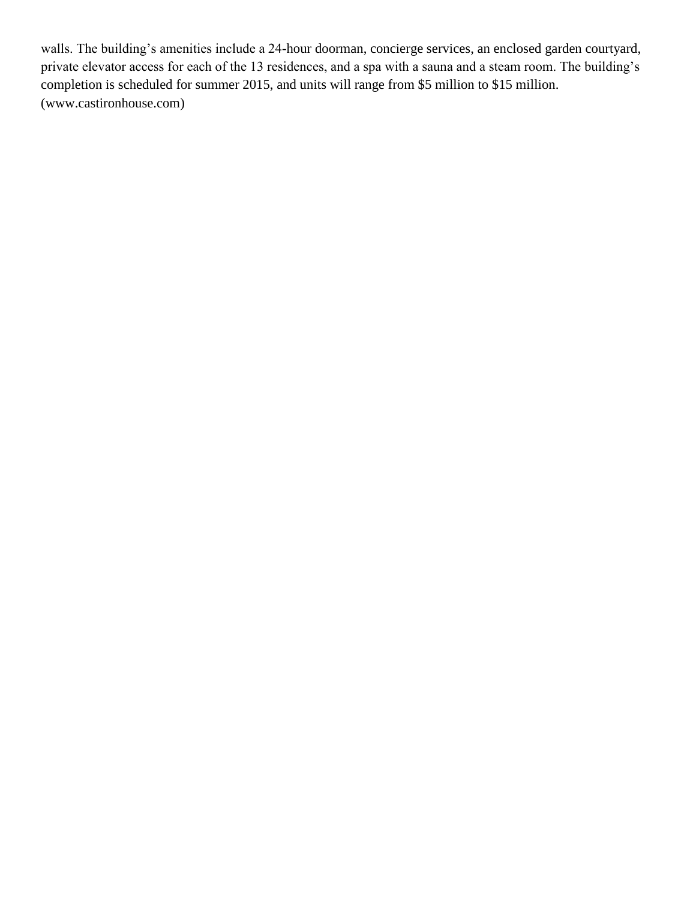walls. The building’s amenities include a 24-hour doorman, concierge services, an enclosed garden courtyard, private elevator access for each of the 13 residences, and a spa with a sauna and a steam room. The building’s completion is scheduled for summer 2015, and units will range from $5 million to $15 million. (www.castironhouse.com)